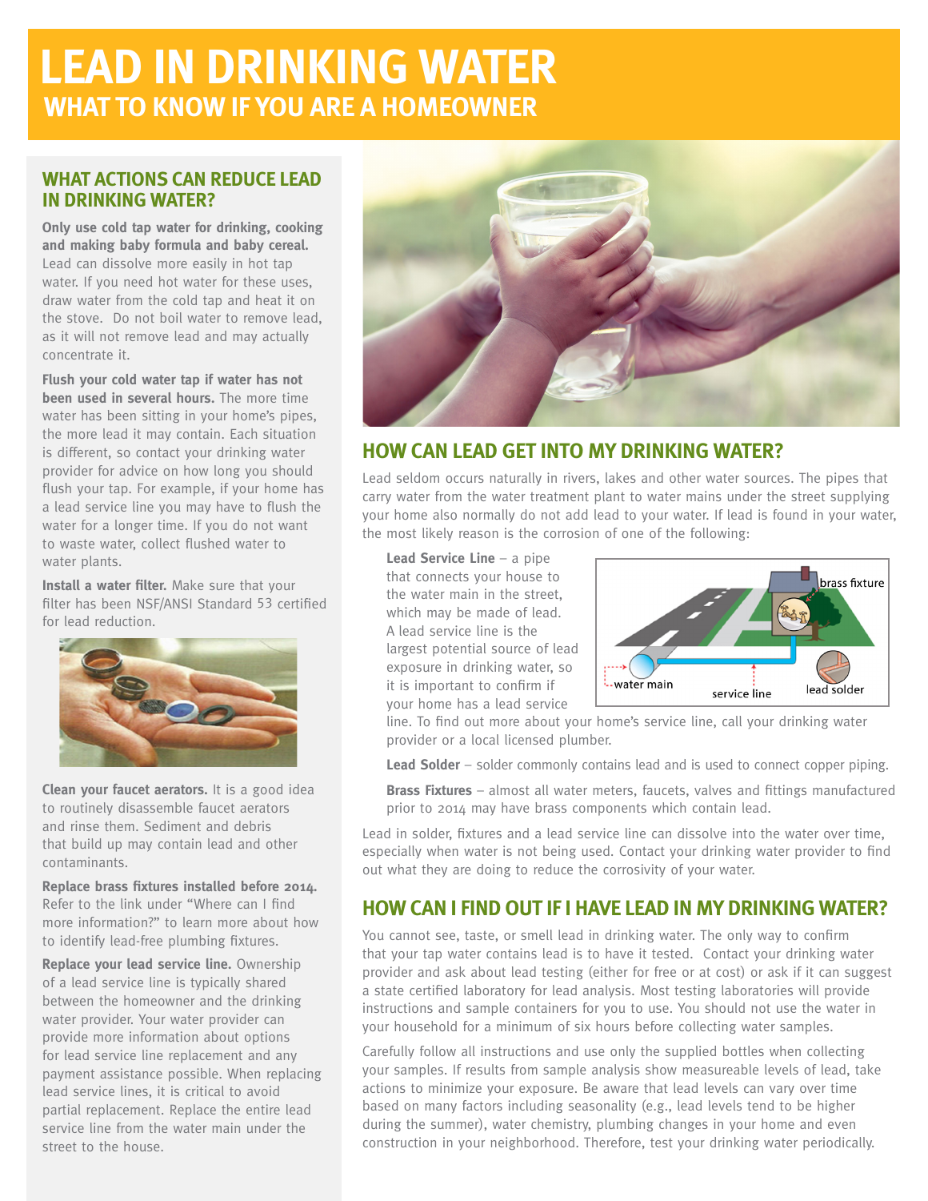# LEAD IN DRINKING WATER

## WHAT TO KNOW IF YOU ARE A HOMEOWNER

### WHAT ACTIONS CAN REDUCE LEAD IN DRINKING WATER?

**Only use cold tap water for drinking, cooking and making baby formula and baby cereal.** Lead can dissolve more easily in hot tap water. If you need hot water for these uses, draw water from the cold tap and heat it on the stove. Do not boil water to remove lead, as it will not remove lead and may actually concentrate it.

**Flush your cold water tap if water has not been used in several hours.** The more time water has been sitting in your home's pipes, the more lead it may contain. Each situation is different, so contact your drinking water provider for advice on how long you should flush your tap. For example, if your home has a lead service line you may have to flush the water for a longer time. If you do not want to waste water, collect flushed water to water plants.

**Install a water filter.** Make sure that your filter has been NSF/ANSI Standard 53 certified for lead reduction.

**Clean your faucet aerators.** It is a good idea to routinely disassemble faucet aerators and rinse them. Sediment and debris that build up may contain lead and other contaminants.

**Replace brass fixtures installed before 2014.** Refer to the link under "Where can I find more information?" to learn more about how to identify lead-free plumbing fixtures.

**Replace your lead service line.** Ownership of a lead service line is typically shared between the homeowner and the drinking water provider. Your water provider can provide more information about options for lead service line replacement and any payment assistance possible. When replacing lead service lines, it is critical to avoid partial replacement. Replace the entire lead service line from the water main under the street to the house.

### HOW CAN LEAD GET INTO MY DRINKING WATER?

Lead seldom occurs naturally in rivers, lakes and other water sources. The pipes that carry water from the water treatment plant to water mains under the street supplying your home also normally do not add lead to your water. If lead is found in your water, the most likely reason is the corrosion of one of the following:

**Lead Service Line** – a pipe that connects your house to the water main in the street, which may be made of lead. A lead service line is the largest potential source of lead exposure in drinking water, so it is important to confirm if your home has a lead service line. To find out more about your home's service line, call your drinking water provider or a local licensed plumber.

**Lead Solder** – solder commonly contains lead and is used to connect copper piping.

**Brass Fixtures** – almost all water meters, faucets, valves and fittings manufactured prior to 2014 may have brass components which contain lead.

Lead in solder, fixtures and a lead service line can dissolve into the water over time, especially when water is not being used. Contact your drinking water provider to find out what they are doing to reduce the corrosivity of your water.

### HOW CAN I FIND OUT IF I HAVE LEAD IN MY DRINKING WATER?

You cannot see, taste, or smell lead in drinking water. The only way to confirm that your tap water contains lead is to have it tested. Contact your drinking water provider and ask about lead testing (either for free or at cost) or ask if it can suggest a state certified laboratory for lead analysis. Most testing laboratories will provide instructions and sample containers for you to use. You should not use the water in your household for a minimum of six hours before collecting water samples.

Carefully follow all instructions and use only the supplied bottles when collecting your samples. If results from sample analysis show measureable levels of lead, take actions to minimize your exposure. Be aware that lead levels can vary over time based on many factors including seasonality (e.g., lead levels tend to be higher during the summer), water chemistry, plumbing changes in your home and even construction in your neighborhood. Therefore, test your drinking water periodically.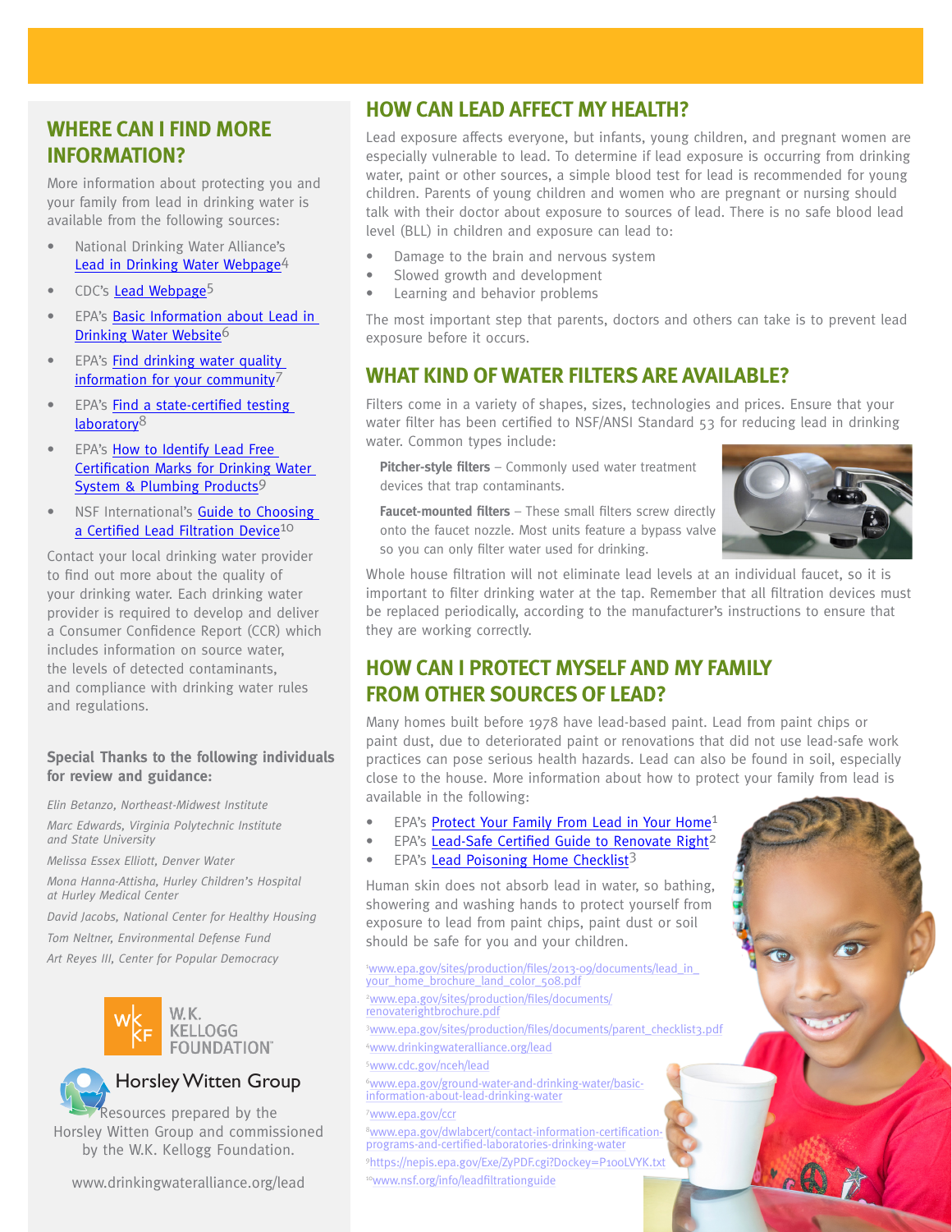## WHERE CAN I FIND MORE INFORMATION?

More information about protecting you and your family from lead in drinking water is available from the following sources:

- National Drinking Water Alliance's Lead in Drinking Water Webpage[4]
- CDC's Lead Webpage[5]
- EPA's Basic Information about Lead in Drinking Water Website[6]
- EPA's Find drinking water quality information for your community[7]
- EPA's Find a state-certified testing laboratory[8]
- EPA's How to Identify Lead Free Certification Marks for Drinking Water System & Plumbing Products[9]
- NSF International's Guide to Choosing a Certified Lead Filtration Device[10]

Contact your local drinking water provider to find out more about the quality of your drinking water. Each drinking water provider is required to develop and deliver a Consumer Confidence Report (CCR) which includes information on source water, the levels of detected contaminants, and compliance with drinking water rules and regulations.

**Special Thanks to the following individuals for review and guidance:**

*Elin Betanzo, Northeast-Midwest Institute*

*Marc Edwards, Virginia Polytechnic Institute and State University*

*Melissa Essex Elliott, Denver Water*

*Mona Hanna-Attisha, Hurley Children's Hospital at Hurley Medical Center*

*David Jacobs, National Center for Healthy Housing*

*Tom Neltner, Environmental Defense Fund*

*Art Reyes III, Center for Popular Democracy*

W.K. KELLOGG FOUNDATION

Horsley Witten Group

Resources prepared by the Horsley Witten Group and commissioned by the W.K. Kellogg Foundation.

www.drinkingwateralliance.org/lead

## HOW CAN LEAD AFFECT MY HEALTH?

Lead exposure affects everyone, but infants, young children, and pregnant women are especially vulnerable to lead. To determine if lead exposure is occurring from drinking water, paint or other sources, a simple blood test for lead is recommended for young children. Parents of young children and women who are pregnant or nursing should talk with their doctor about exposure to sources of lead. There is no safe blood lead level (BLL) in children and exposure can lead to:

- Damage to the brain and nervous system
- Slowed growth and development
- Learning and behavior problems

The most important step that parents, doctors and others can take is to prevent lead exposure before it occurs.

## WHAT KIND OF WATER FILTERS ARE AVAILABLE?

Filters come in a variety of shapes, sizes, technologies and prices. Ensure that your water filter has been certified to NSF/ANSI Standard 53 for reducing lead in drinking water. Common types include:

**Pitcher-style filters** – Commonly used water treatment devices that trap contaminants.

**Faucet-mounted filters** – These small filters screw directly onto the faucet nozzle. Most units feature a bypass valve so you can only filter water used for drinking.

Whole house filtration will not eliminate lead levels at an individual faucet, so it is important to filter drinking water at the tap. Remember that all filtration devices must be replaced periodically, according to the manufacturer's instructions to ensure that they are working correctly.

## HOW CAN I PROTECT MYSELF AND MY FAMILY FROM OTHER SOURCES OF LEAD?

Many homes built before 1978 have lead-based paint. Lead from paint chips or paint dust, due to deteriorated paint or renovations that did not use lead-safe work practices can pose serious health hazards. Lead can also be found in soil, especially close to the house. More information about how to protect your family from lead is available in the following:

- EPA's Protect Your Family From Lead in Your Home[1]
- EPA's Lead-Safe Certified Guide to Renovate Right[2]
- EPA's Lead Poisoning Home Checklist[3]

Human skin does not absorb lead in water, so bathing, showering and washing hands to protect yourself from exposure to lead from paint chips, paint dust or soil should be safe for you and your children.

[1] www.epa.gov/sites/production/files/2013-09/documents/lead_in_your_home_brochure_land_color_508.pdf
[2] www.epa.gov/sites/production/files/documents/renovaterightbrochure.pdf
[3] www.epa.gov/sites/production/files/documents/parent_checklist3.pdf
[4] www.drinkingwateralliance.org/lead
[5] www.cdc.gov/nceh/lead
[6] www.epa.gov/ground-water-and-drinking-water/basic-information-about-lead-drinking-water
[7] www.epa.gov/ccr
[8] www.epa.gov/dwlabcert/contact-information-certification-programs-and-certified-laboratories-drinking-water
[9] https://nepis.epa.gov/Exe/ZyPDF.cgi?Dockey=P100LVYK.txt
[10] www.nsf.org/info/leadfiltrationguide